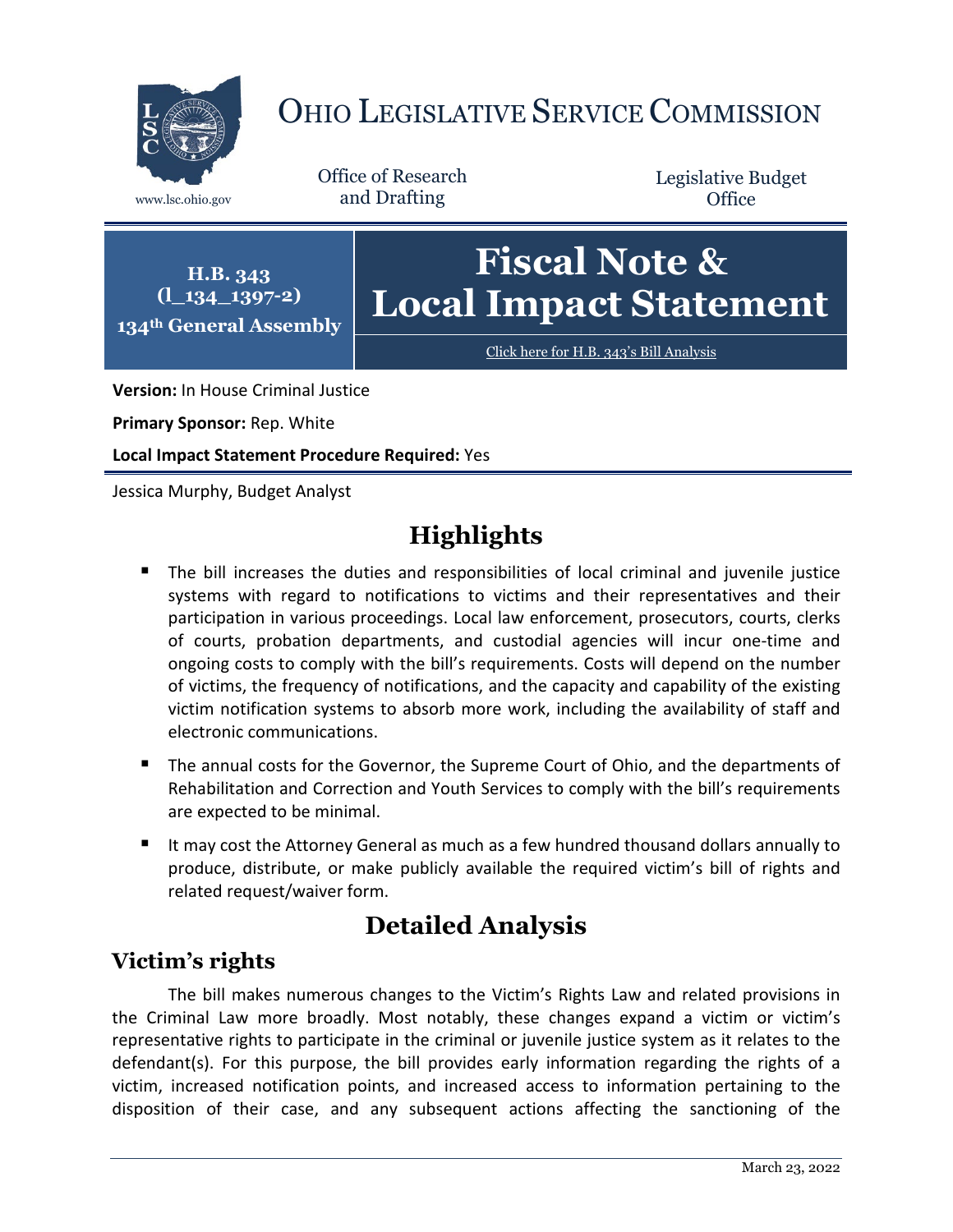# OHIO LEGISLATIVE SERVICE COMMISSION

www.lsc.ohio.gov

Office of Research and Drafting

Legislative Budget Office

**H.B. 343 (l_134_1397-2)**
**134th General Assembly**

# Fiscal Note & Local Impact Statement

Click here for H.B. 343's Bill Analysis

**Version:** In House Criminal Justice

**Primary Sponsor:** Rep. White

**Local Impact Statement Procedure Required:** Yes

Jessica Murphy, Budget Analyst

## Highlights

- The bill increases the duties and responsibilities of local criminal and juvenile justice systems with regard to notifications to victims and their representatives and their participation in various proceedings. Local law enforcement, prosecutors, courts, clerks of courts, probation departments, and custodial agencies will incur one-time and ongoing costs to comply with the bill's requirements. Costs will depend on the number of victims, the frequency of notifications, and the capacity and capability of the existing victim notification systems to absorb more work, including the availability of staff and electronic communications.
- The annual costs for the Governor, the Supreme Court of Ohio, and the departments of Rehabilitation and Correction and Youth Services to comply with the bill's requirements are expected to be minimal.
- It may cost the Attorney General as much as a few hundred thousand dollars annually to produce, distribute, or make publicly available the required victim's bill of rights and related request/waiver form.

## Detailed Analysis

### Victim's rights

The bill makes numerous changes to the Victim's Rights Law and related provisions in the Criminal Law more broadly. Most notably, these changes expand a victim or victim's representative rights to participate in the criminal or juvenile justice system as it relates to the defendant(s). For this purpose, the bill provides early information regarding the rights of a victim, increased notification points, and increased access to information pertaining to the disposition of their case, and any subsequent actions affecting the sanctioning of the

March 23, 2022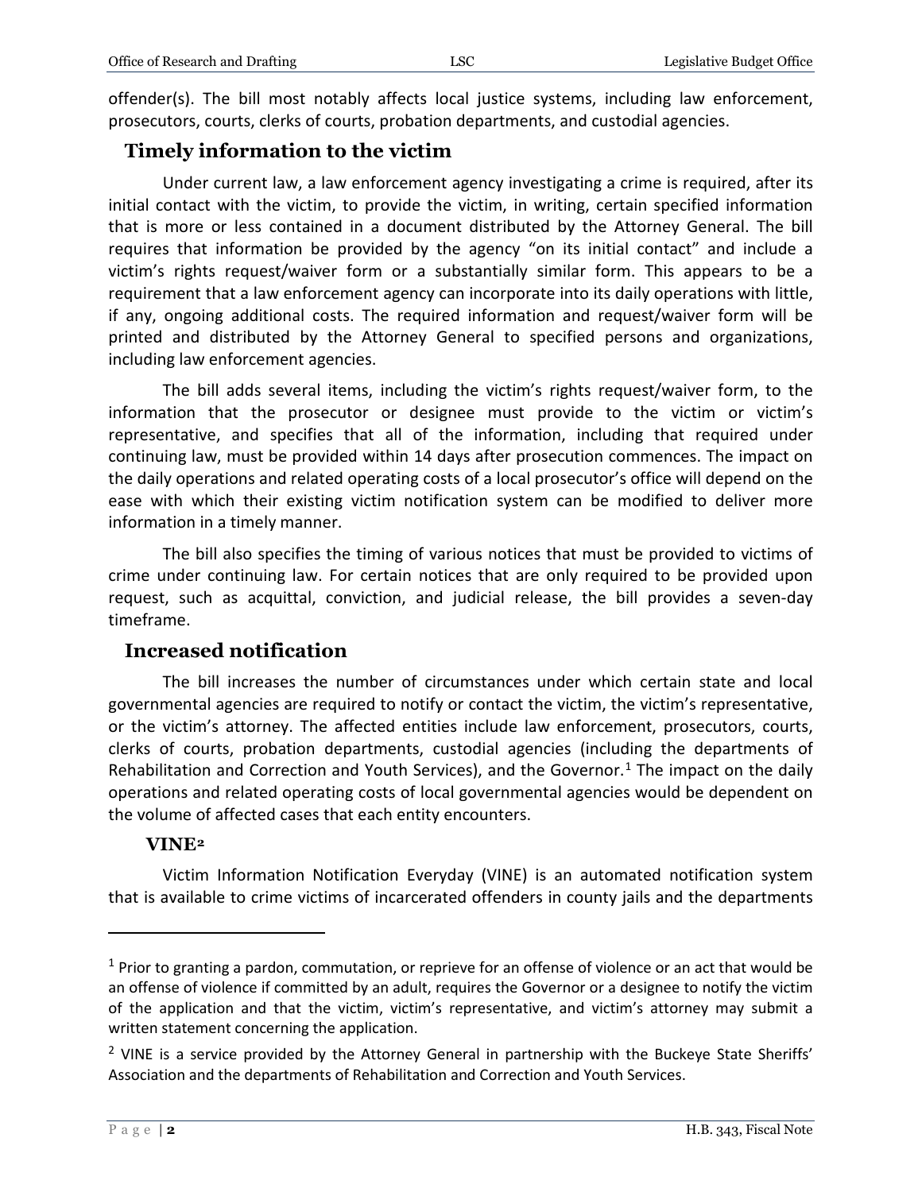offender(s). The bill most notably affects local justice systems, including law enforcement, prosecutors, courts, clerks of courts, probation departments, and custodial agencies.

## Timely information to the victim

Under current law, a law enforcement agency investigating a crime is required, after its initial contact with the victim, to provide the victim, in writing, certain specified information that is more or less contained in a document distributed by the Attorney General. The bill requires that information be provided by the agency "on its initial contact" and include a victim's rights request/waiver form or a substantially similar form. This appears to be a requirement that a law enforcement agency can incorporate into its daily operations with little, if any, ongoing additional costs. The required information and request/waiver form will be printed and distributed by the Attorney General to specified persons and organizations, including law enforcement agencies.

The bill adds several items, including the victim's rights request/waiver form, to the information that the prosecutor or designee must provide to the victim or victim's representative, and specifies that all of the information, including that required under continuing law, must be provided within 14 days after prosecution commences. The impact on the daily operations and related operating costs of a local prosecutor's office will depend on the ease with which their existing victim notification system can be modified to deliver more information in a timely manner.

The bill also specifies the timing of various notices that must be provided to victims of crime under continuing law. For certain notices that are only required to be provided upon request, such as acquittal, conviction, and judicial release, the bill provides a seven-day timeframe.

## Increased notification

The bill increases the number of circumstances under which certain state and local governmental agencies are required to notify or contact the victim, the victim's representative, or the victim's attorney. The affected entities include law enforcement, prosecutors, courts, clerks of courts, probation departments, custodial agencies (including the departments of Rehabilitation and Correction and Youth Services), and the Governor.[1] The impact on the daily operations and related operating costs of local governmental agencies would be dependent on the volume of affected cases that each entity encounters.

### VINE[2]

Victim Information Notification Everyday (VINE) is an automated notification system that is available to crime victims of incarcerated offenders in county jails and the departments

---

[1] Prior to granting a pardon, commutation, or reprieve for an offense of violence or an act that would be an offense of violence if committed by an adult, requires the Governor or a designee to notify the victim of the application and that the victim, victim's representative, and victim's attorney may submit a written statement concerning the application.

[2] VINE is a service provided by the Attorney General in partnership with the Buckeye State Sheriffs' Association and the departments of Rehabilitation and Correction and Youth Services.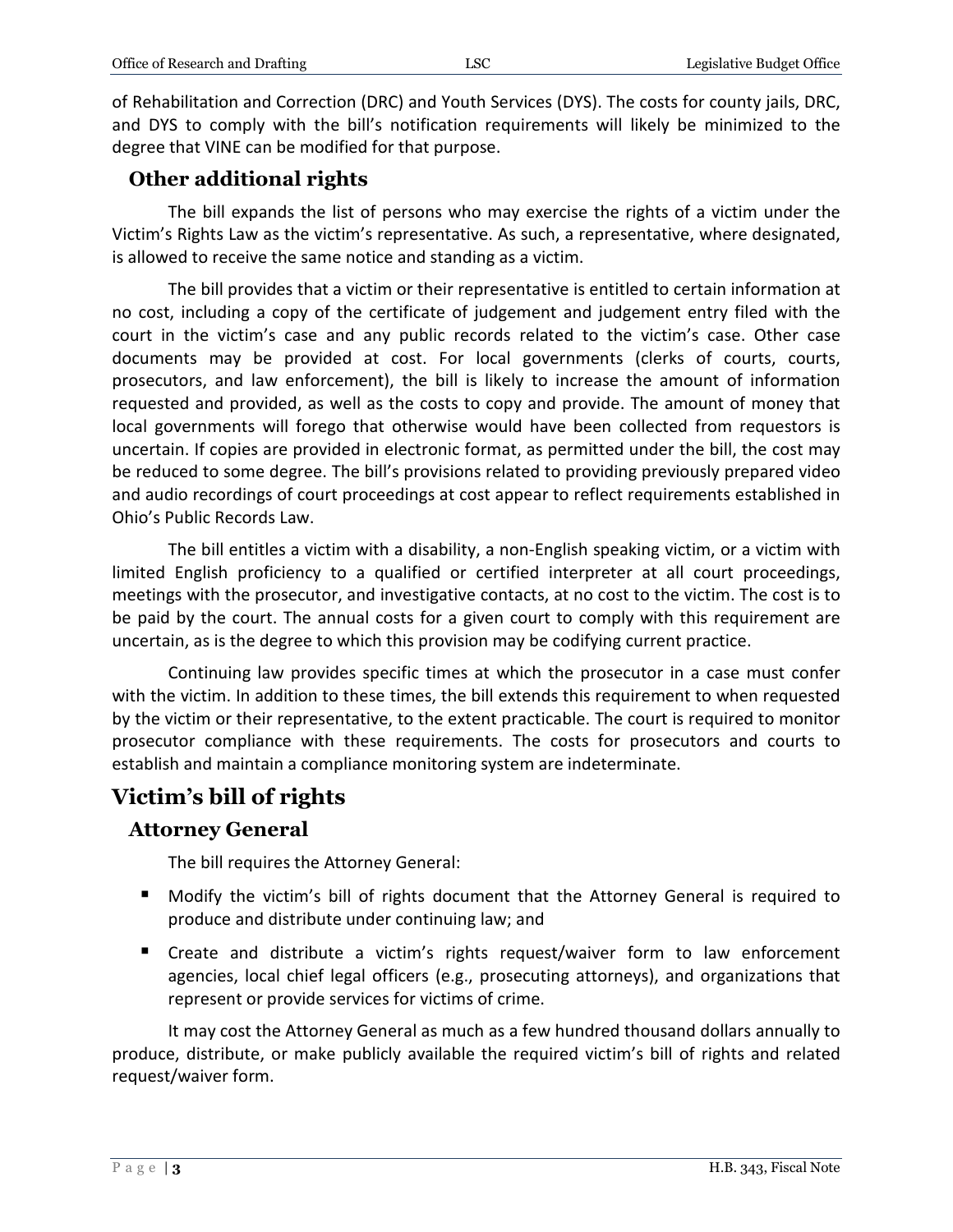of Rehabilitation and Correction (DRC) and Youth Services (DYS). The costs for county jails, DRC, and DYS to comply with the bill's notification requirements will likely be minimized to the degree that VINE can be modified for that purpose.

### Other additional rights

The bill expands the list of persons who may exercise the rights of a victim under the Victim's Rights Law as the victim's representative. As such, a representative, where designated, is allowed to receive the same notice and standing as a victim.

The bill provides that a victim or their representative is entitled to certain information at no cost, including a copy of the certificate of judgement and judgement entry filed with the court in the victim's case and any public records related to the victim's case. Other case documents may be provided at cost. For local governments (clerks of courts, courts, prosecutors, and law enforcement), the bill is likely to increase the amount of information requested and provided, as well as the costs to copy and provide. The amount of money that local governments will forego that otherwise would have been collected from requestors is uncertain. If copies are provided in electronic format, as permitted under the bill, the cost may be reduced to some degree. The bill's provisions related to providing previously prepared video and audio recordings of court proceedings at cost appear to reflect requirements established in Ohio's Public Records Law.

The bill entitles a victim with a disability, a non-English speaking victim, or a victim with limited English proficiency to a qualified or certified interpreter at all court proceedings, meetings with the prosecutor, and investigative contacts, at no cost to the victim. The cost is to be paid by the court. The annual costs for a given court to comply with this requirement are uncertain, as is the degree to which this provision may be codifying current practice.

Continuing law provides specific times at which the prosecutor in a case must confer with the victim. In addition to these times, the bill extends this requirement to when requested by the victim or their representative, to the extent practicable. The court is required to monitor prosecutor compliance with these requirements. The costs for prosecutors and courts to establish and maintain a compliance monitoring system are indeterminate.

## Victim's bill of rights

### Attorney General

The bill requires the Attorney General:

- Modify the victim's bill of rights document that the Attorney General is required to produce and distribute under continuing law; and
- Create and distribute a victim's rights request/waiver form to law enforcement agencies, local chief legal officers (e.g., prosecuting attorneys), and organizations that represent or provide services for victims of crime.

It may cost the Attorney General as much as a few hundred thousand dollars annually to produce, distribute, or make publicly available the required victim's bill of rights and related request/waiver form.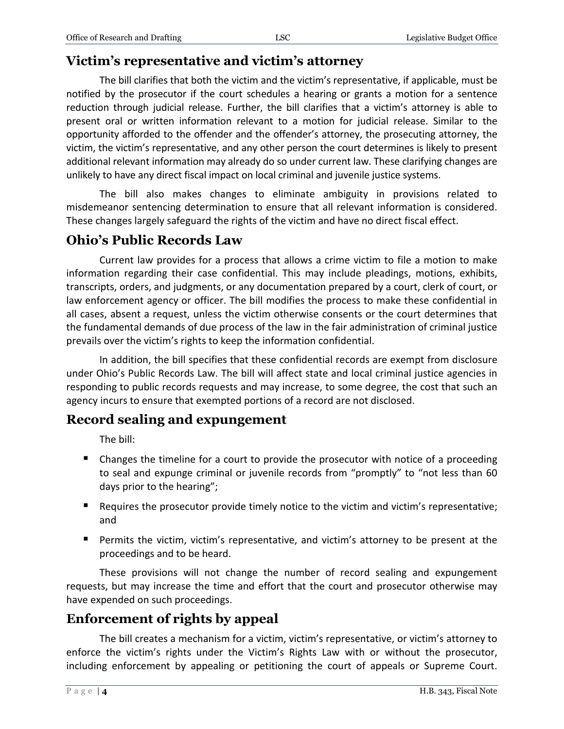## Victim's representative and victim's attorney

The bill clarifies that both the victim and the victim's representative, if applicable, must be notified by the prosecutor if the court schedules a hearing or grants a motion for a sentence reduction through judicial release. Further, the bill clarifies that a victim's attorney is able to present oral or written information relevant to a motion for judicial release. Similar to the opportunity afforded to the offender and the offender's attorney, the prosecuting attorney, the victim, the victim's representative, and any other person the court determines is likely to present additional relevant information may already do so under current law. These clarifying changes are unlikely to have any direct fiscal impact on local criminal and juvenile justice systems.

The bill also makes changes to eliminate ambiguity in provisions related to misdemeanor sentencing determination to ensure that all relevant information is considered. These changes largely safeguard the rights of the victim and have no direct fiscal effect.

## Ohio's Public Records Law

Current law provides for a process that allows a crime victim to file a motion to make information regarding their case confidential. This may include pleadings, motions, exhibits, transcripts, orders, and judgments, or any documentation prepared by a court, clerk of court, or law enforcement agency or officer. The bill modifies the process to make these confidential in all cases, absent a request, unless the victim otherwise consents or the court determines that the fundamental demands of due process of the law in the fair administration of criminal justice prevails over the victim's rights to keep the information confidential.

In addition, the bill specifies that these confidential records are exempt from disclosure under Ohio's Public Records Law. The bill will affect state and local criminal justice agencies in responding to public records requests and may increase, to some degree, the cost that such an agency incurs to ensure that exempted portions of a record are not disclosed.

## Record sealing and expungement

The bill:

- Changes the timeline for a court to provide the prosecutor with notice of a proceeding to seal and expunge criminal or juvenile records from "promptly" to "not less than 60 days prior to the hearing";
- Requires the prosecutor provide timely notice to the victim and victim's representative; and
- Permits the victim, victim's representative, and victim's attorney to be present at the proceedings and to be heard.

These provisions will not change the number of record sealing and expungement requests, but may increase the time and effort that the court and prosecutor otherwise may have expended on such proceedings.

## Enforcement of rights by appeal

The bill creates a mechanism for a victim, victim's representative, or victim's attorney to enforce the victim's rights under the Victim's Rights Law with or without the prosecutor, including enforcement by appealing or petitioning the court of appeals or Supreme Court.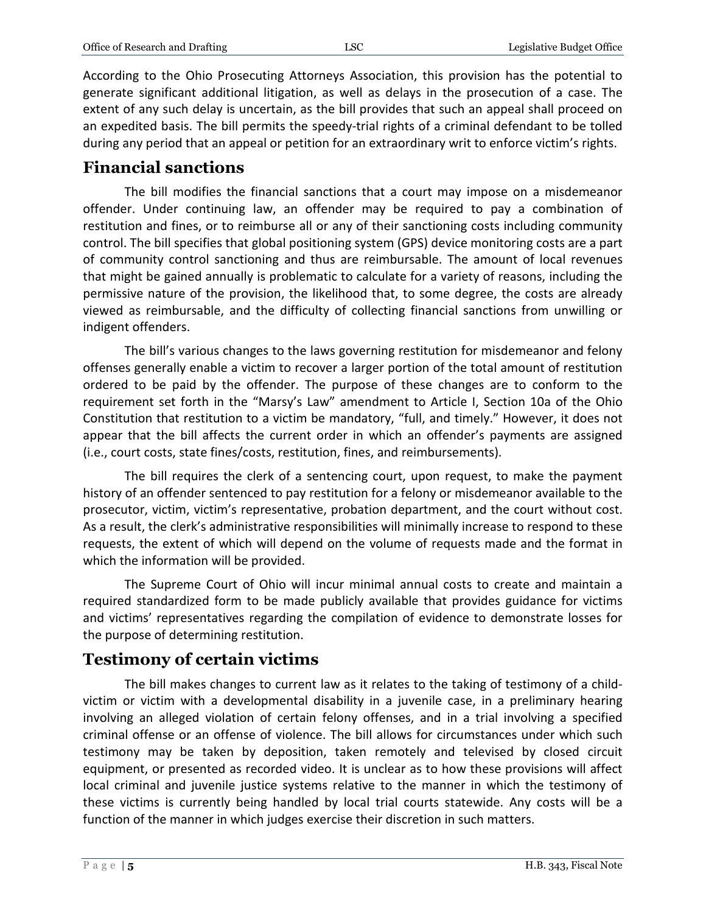According to the Ohio Prosecuting Attorneys Association, this provision has the potential to generate significant additional litigation, as well as delays in the prosecution of a case. The extent of any such delay is uncertain, as the bill provides that such an appeal shall proceed on an expedited basis. The bill permits the speedy-trial rights of a criminal defendant to be tolled during any period that an appeal or petition for an extraordinary writ to enforce victim's rights.

## Financial sanctions

The bill modifies the financial sanctions that a court may impose on a misdemeanor offender. Under continuing law, an offender may be required to pay a combination of restitution and fines, or to reimburse all or any of their sanctioning costs including community control. The bill specifies that global positioning system (GPS) device monitoring costs are a part of community control sanctioning and thus are reimbursable. The amount of local revenues that might be gained annually is problematic to calculate for a variety of reasons, including the permissive nature of the provision, the likelihood that, to some degree, the costs are already viewed as reimbursable, and the difficulty of collecting financial sanctions from unwilling or indigent offenders.

The bill's various changes to the laws governing restitution for misdemeanor and felony offenses generally enable a victim to recover a larger portion of the total amount of restitution ordered to be paid by the offender. The purpose of these changes are to conform to the requirement set forth in the "Marsy's Law" amendment to Article I, Section 10a of the Ohio Constitution that restitution to a victim be mandatory, "full, and timely." However, it does not appear that the bill affects the current order in which an offender's payments are assigned (i.e., court costs, state fines/costs, restitution, fines, and reimbursements).

The bill requires the clerk of a sentencing court, upon request, to make the payment history of an offender sentenced to pay restitution for a felony or misdemeanor available to the prosecutor, victim, victim's representative, probation department, and the court without cost. As a result, the clerk's administrative responsibilities will minimally increase to respond to these requests, the extent of which will depend on the volume of requests made and the format in which the information will be provided.

The Supreme Court of Ohio will incur minimal annual costs to create and maintain a required standardized form to be made publicly available that provides guidance for victims and victims' representatives regarding the compilation of evidence to demonstrate losses for the purpose of determining restitution.

## Testimony of certain victims

The bill makes changes to current law as it relates to the taking of testimony of a child-victim or victim with a developmental disability in a juvenile case, in a preliminary hearing involving an alleged violation of certain felony offenses, and in a trial involving a specified criminal offense or an offense of violence. The bill allows for circumstances under which such testimony may be taken by deposition, taken remotely and televised by closed circuit equipment, or presented as recorded video. It is unclear as to how these provisions will affect local criminal and juvenile justice systems relative to the manner in which the testimony of these victims is currently being handled by local trial courts statewide. Any costs will be a function of the manner in which judges exercise their discretion in such matters.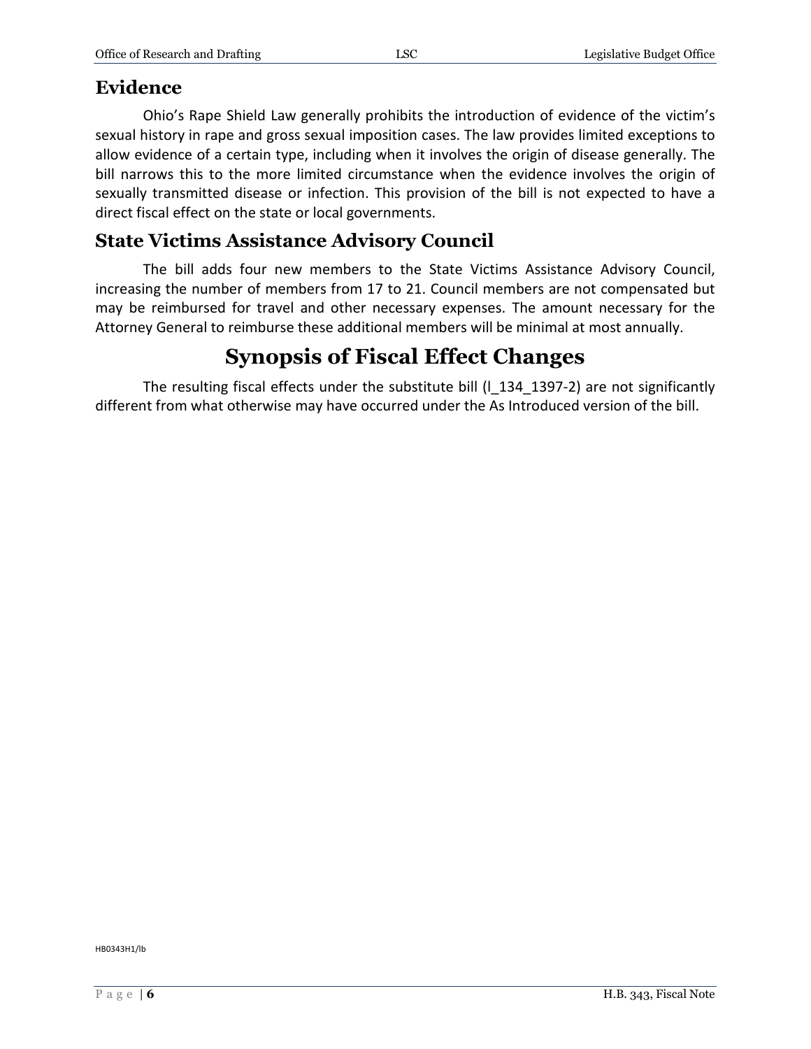## Evidence

Ohio's Rape Shield Law generally prohibits the introduction of evidence of the victim's sexual history in rape and gross sexual imposition cases. The law provides limited exceptions to allow evidence of a certain type, including when it involves the origin of disease generally. The bill narrows this to the more limited circumstance when the evidence involves the origin of sexually transmitted disease or infection. This provision of the bill is not expected to have a direct fiscal effect on the state or local governments.

## State Victims Assistance Advisory Council

The bill adds four new members to the State Victims Assistance Advisory Council, increasing the number of members from 17 to 21. Council members are not compensated but may be reimbursed for travel and other necessary expenses. The amount necessary for the Attorney General to reimburse these additional members will be minimal at most annually.

# Synopsis of Fiscal Effect Changes

The resulting fiscal effects under the substitute bill (l_134_1397-2) are not significantly different from what otherwise may have occurred under the As Introduced version of the bill.

HB0343H1/lb